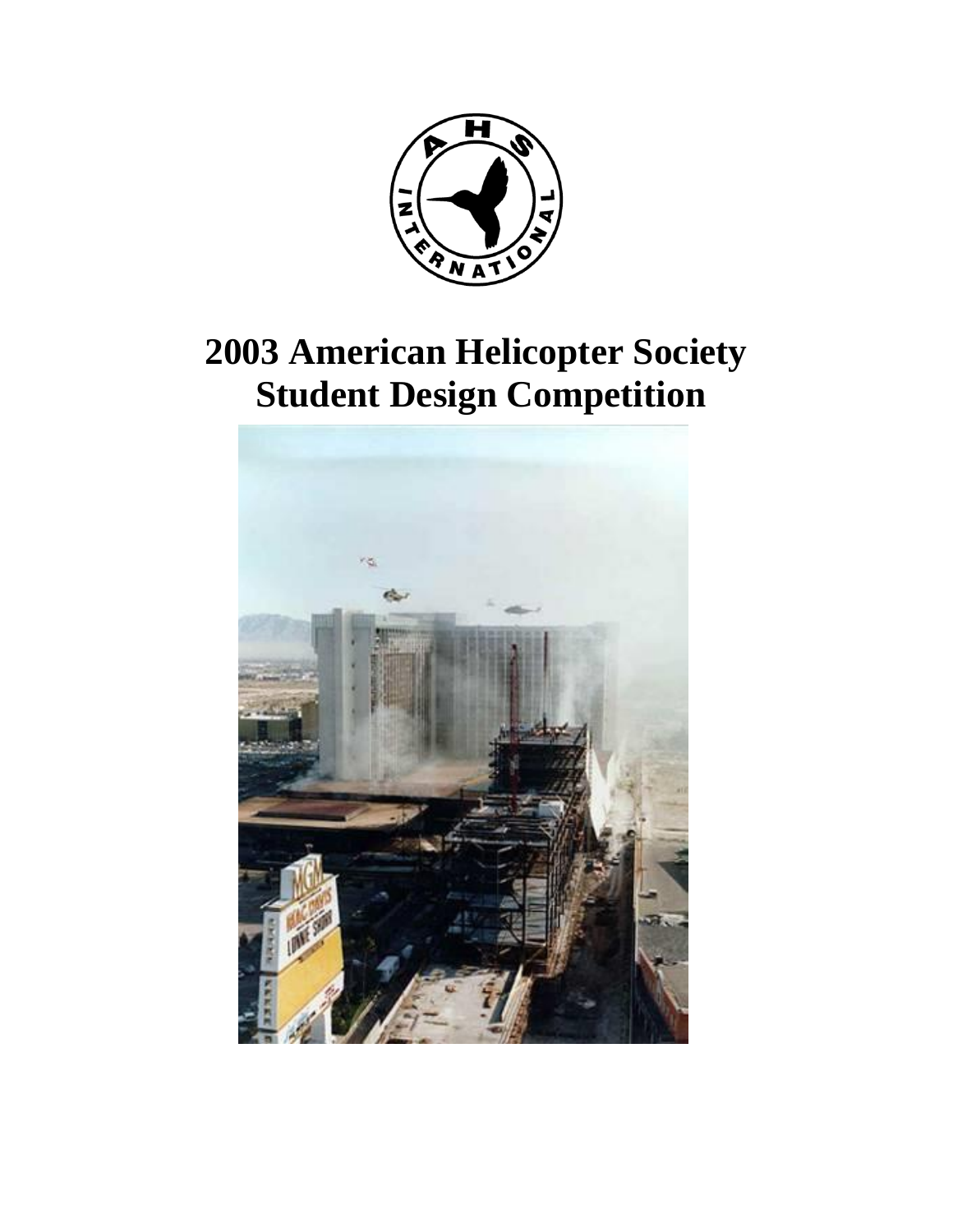# 2003 American Helicopter Society Student Design Competition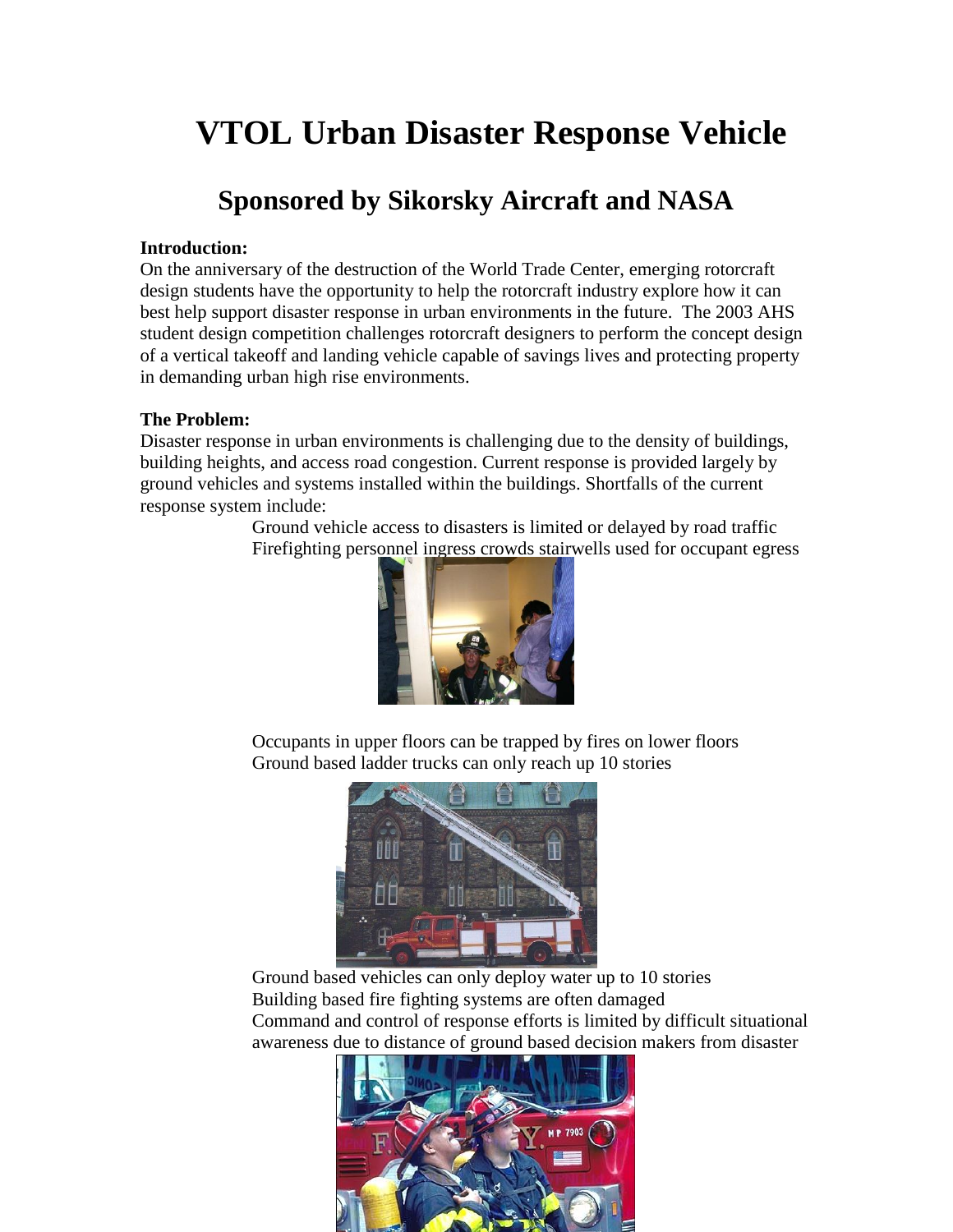# VTOL Urban Disaster Response Vehicle

## Sponsored by Sikorsky Aircraft and NASA

**Introduction:**

On the anniversary of the destruction of the World Trade Center, emerging rotorcraft design students have the opportunity to help the rotorcraft industry explore how it can best help support disaster response in urban environments in the future. The 2003 AHS student design competition challenges rotorcraft designers to perform the concept design of a vertical takeoff and landing vehicle capable of savings lives and protecting property in demanding urban high rise environments.

**The Problem:**

Disaster response in urban environments is challenging due to the density of buildings, building heights, and access road congestion. Current response is provided largely by ground vehicles and systems installed within the buildings. Shortfalls of the current response system include:

- Ground vehicle access to disasters is limited or delayed by road traffic
- Firefighting personnel ingress crowds stairwells used for occupant egress
- Occupants in upper floors can be trapped by fires on lower floors
- Ground based ladder trucks can only reach up 10 stories
- Ground based vehicles can only deploy water up to 10 stories
- Building based fire fighting systems are often damaged
- Command and control of response efforts is limited by difficult situational awareness due to distance of ground based decision makers from disaster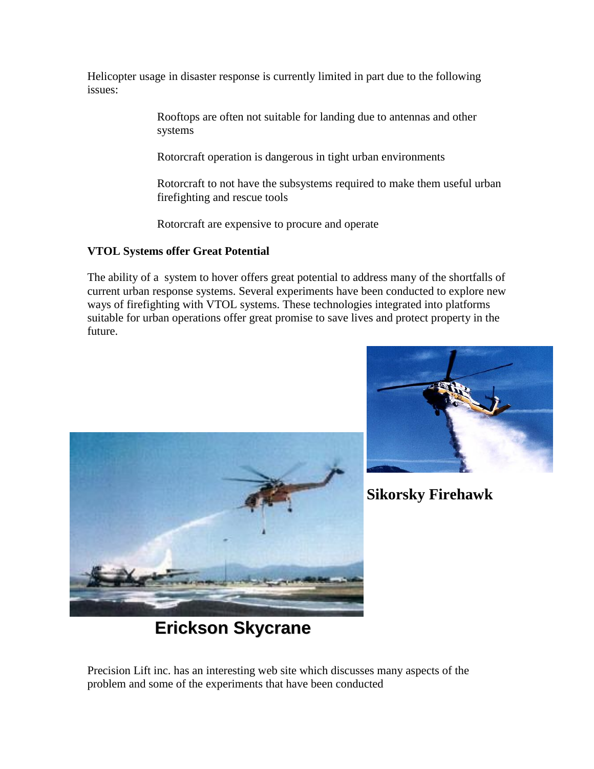Helicopter usage in disaster response is currently limited in part due to the following issues:

Rooftops are often not suitable for landing due to antennas and other systems

Rotorcraft operation is dangerous in tight urban environments

Rotorcraft to not have the subsystems required to make them useful urban firefighting and rescue tools

Rotorcraft are expensive to procure and operate

**VTOL Systems offer Great Potential**

The ability of a system to hover offers great potential to address many of the shortfalls of current urban response systems. Several experiments have been conducted to explore new ways of firefighting with VTOL systems. These technologies integrated into platforms suitable for urban operations offer great promise to save lives and protect property in the future.

**Sikorsky Firehawk**

**Erickson Skycrane**

Precision Lift inc. has an interesting web site which discusses many aspects of the problem and some of the experiments that have been conducted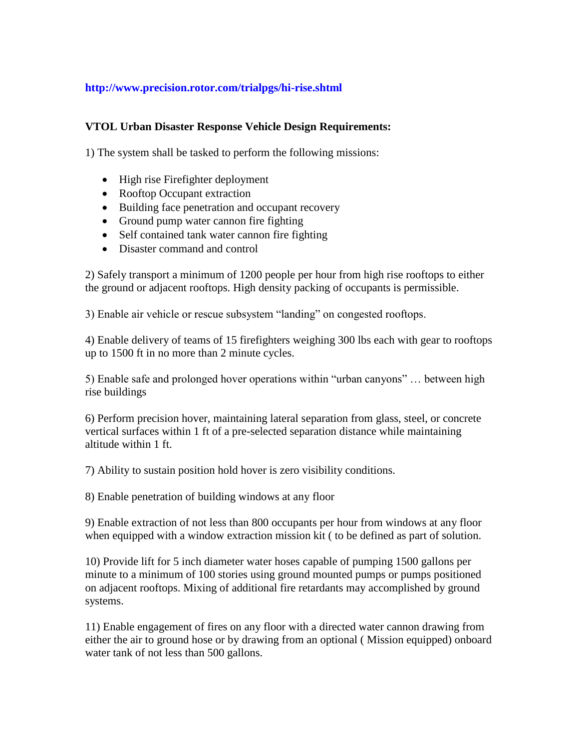**http://www.precision.rotor.com/trialpgs/hi-rise.shtml**

**VTOL Urban Disaster Response Vehicle Design Requirements:**

1) The system shall be tasked to perform the following missions:

- High rise Firefighter deployment
- Rooftop Occupant extraction
- Building face penetration and occupant recovery
- Ground pump water cannon fire fighting
- Self contained tank water cannon fire fighting
- Disaster command and control

2) Safely transport a minimum of 1200 people per hour from high rise rooftops to either the ground or adjacent rooftops. High density packing of occupants is permissible.

3) Enable air vehicle or rescue subsystem "landing" on congested rooftops.

4) Enable delivery of teams of 15 firefighters weighing 300 lbs each with gear to rooftops up to 1500 ft in no more than 2 minute cycles.

5) Enable safe and prolonged hover operations within "urban canyons" … between high rise buildings

6) Perform precision hover, maintaining lateral separation from glass, steel, or concrete vertical surfaces within 1 ft of a pre-selected separation distance while maintaining altitude within 1 ft.

7) Ability to sustain position hold hover is zero visibility conditions.

8) Enable penetration of building windows at any floor

9) Enable extraction of not less than 800 occupants per hour from windows at any floor when equipped with a window extraction mission kit ( to be defined as part of solution.

10) Provide lift for 5 inch diameter water hoses capable of pumping 1500 gallons per minute to a minimum of 100 stories using ground mounted pumps or pumps positioned on adjacent rooftops. Mixing of additional fire retardants may accomplished by ground systems.

11) Enable engagement of fires on any floor with a directed water cannon drawing from either the air to ground hose or by drawing from an optional ( Mission equipped) onboard water tank of not less than 500 gallons.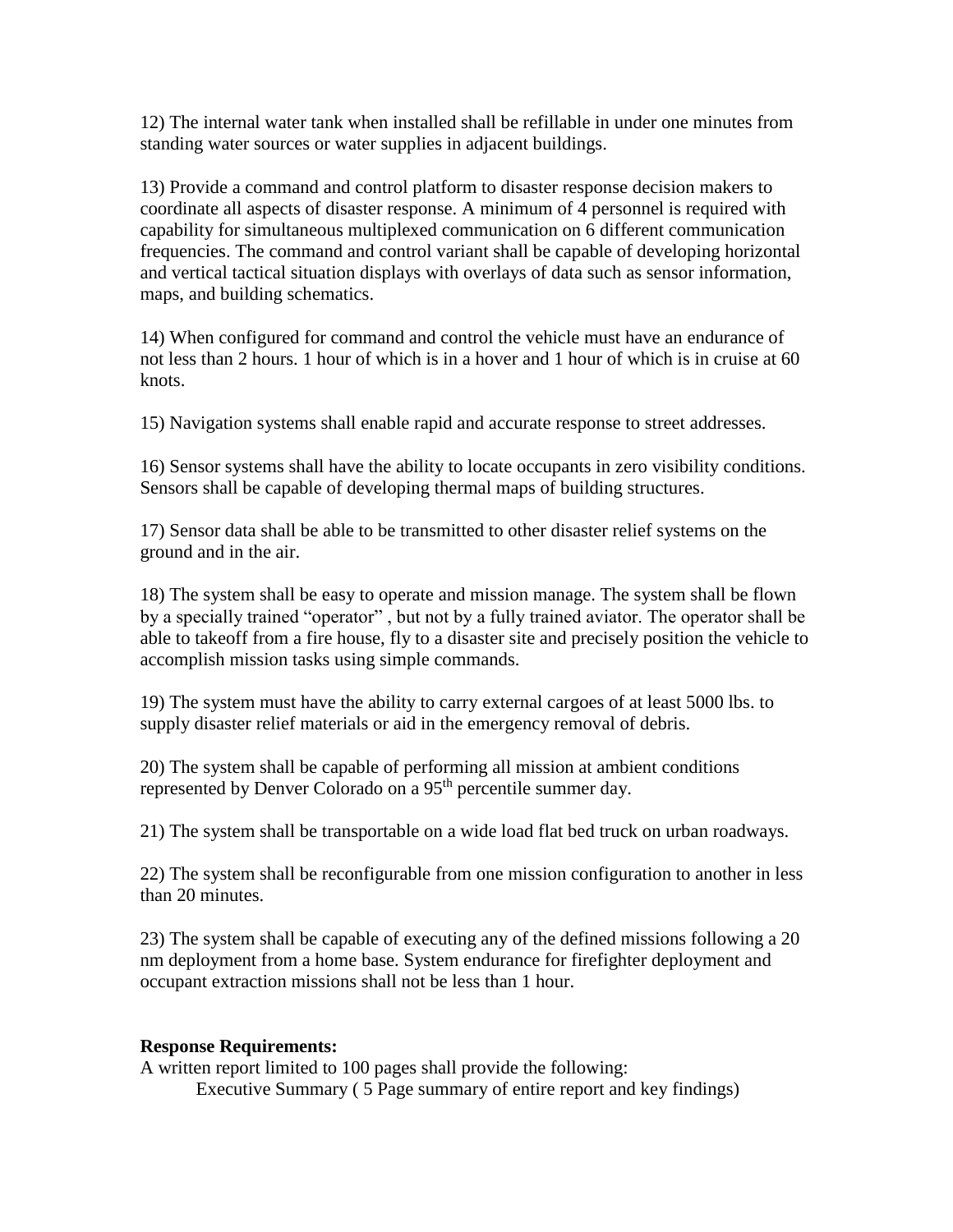12) The internal water tank when installed shall be refillable in under one minutes from standing water sources or water supplies in adjacent buildings.

13) Provide a command and control platform to disaster response decision makers to coordinate all aspects of disaster response. A minimum of 4 personnel is required with capability for simultaneous multiplexed communication on 6 different communication frequencies. The command and control variant shall be capable of developing horizontal and vertical tactical situation displays with overlays of data such as sensor information, maps, and building schematics.

14) When configured for command and control the vehicle must have an endurance of not less than 2 hours. 1 hour of which is in a hover and 1 hour of which is in cruise at 60 knots.

15) Navigation systems shall enable rapid and accurate response to street addresses.

16) Sensor systems shall have the ability to locate occupants in zero visibility conditions. Sensors shall be capable of developing thermal maps of building structures.

17) Sensor data shall be able to be transmitted to other disaster relief systems on the ground and in the air.

18) The system shall be easy to operate and mission manage. The system shall be flown by a specially trained "operator" , but not by a fully trained aviator. The operator shall be able to takeoff from a fire house, fly to a disaster site and precisely position the vehicle to accomplish mission tasks using simple commands.

19) The system must have the ability to carry external cargoes of at least 5000 lbs. to supply disaster relief materials or aid in the emergency removal of debris.

20) The system shall be capable of performing all mission at ambient conditions represented by Denver Colorado on a 95th percentile summer day.

21) The system shall be transportable on a wide load flat bed truck on urban roadways.

22) The system shall be reconfigurable from one mission configuration to another in less than 20 minutes.

23) The system shall be capable of executing any of the defined missions following a 20 nm deployment from a home base. System endurance for firefighter deployment and occupant extraction missions shall not be less than 1 hour.

**Response Requirements:**

A written report limited to 100 pages shall provide the following:

Executive Summary ( 5 Page summary of entire report and key findings)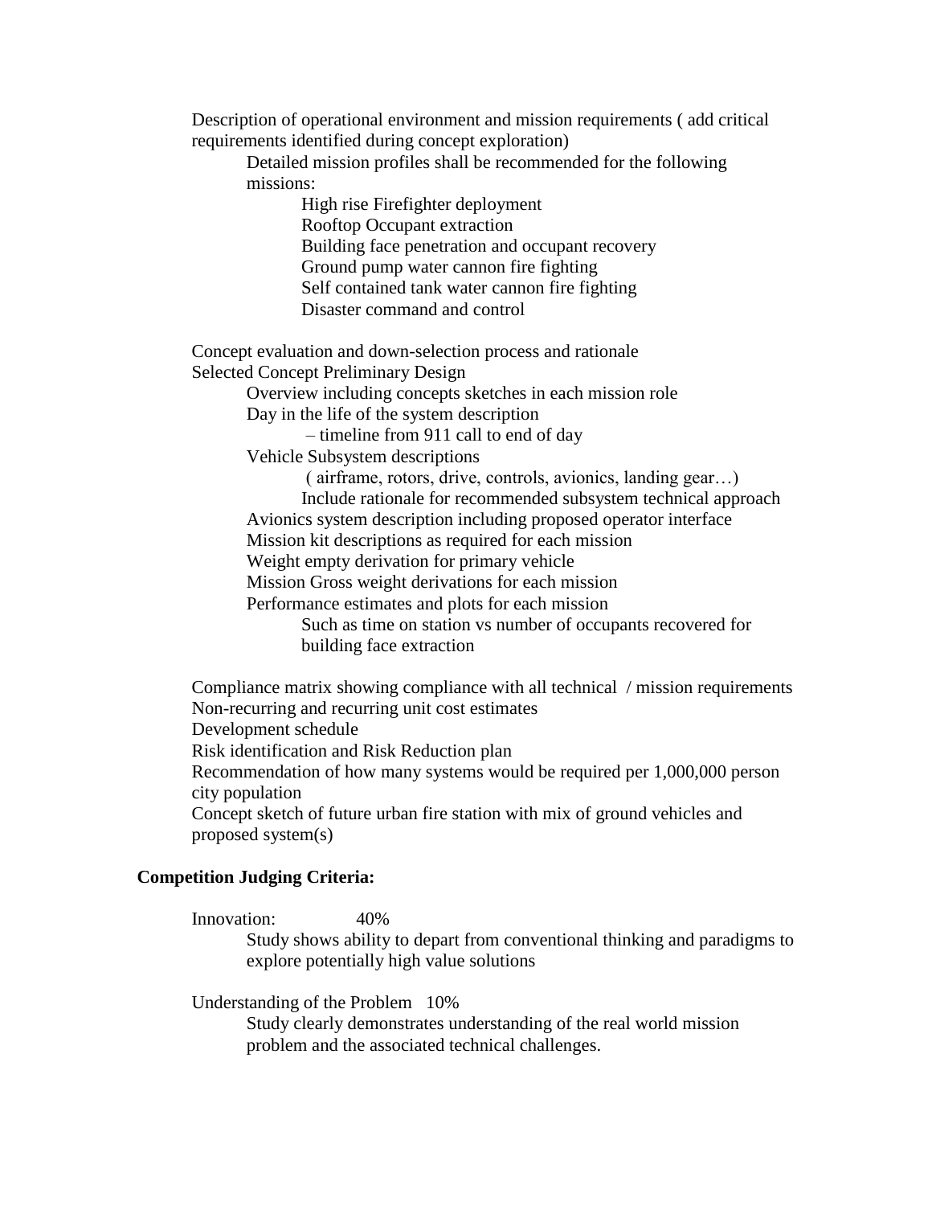Description of operational environment and mission requirements ( add critical requirements identified during concept exploration)

- Detailed mission profiles shall be recommended for the following missions:
  - High rise Firefighter deployment
  - Rooftop Occupant extraction
  - Building face penetration and occupant recovery
  - Ground pump water cannon fire fighting
  - Self contained tank water cannon fire fighting
  - Disaster command and control

Concept evaluation and down-selection process and rationale

Selected Concept Preliminary Design

- Overview including concepts sketches in each mission role
- Day in the life of the system description
  - – timeline from 911 call to end of day
- Vehicle Subsystem descriptions
  - ( airframe, rotors, drive, controls, avionics, landing gear…)
  - Include rationale for recommended subsystem technical approach
- Avionics system description including proposed operator interface
- Mission kit descriptions as required for each mission
- Weight empty derivation for primary vehicle
- Mission Gross weight derivations for each mission
- Performance estimates and plots for each mission
  - Such as time on station vs number of occupants recovered for building face extraction

Compliance matrix showing compliance with all technical / mission requirements

Non-recurring and recurring unit cost estimates

Development schedule

Risk identification and Risk Reduction plan

Recommendation of how many systems would be required per 1,000,000 person city population

Concept sketch of future urban fire station with mix of ground vehicles and proposed system(s)

**Competition Judging Criteria:**

Innovation: 40%

- Study shows ability to depart from conventional thinking and paradigms to explore potentially high value solutions

Understanding of the Problem 10%

- Study clearly demonstrates understanding of the real world mission problem and the associated technical challenges.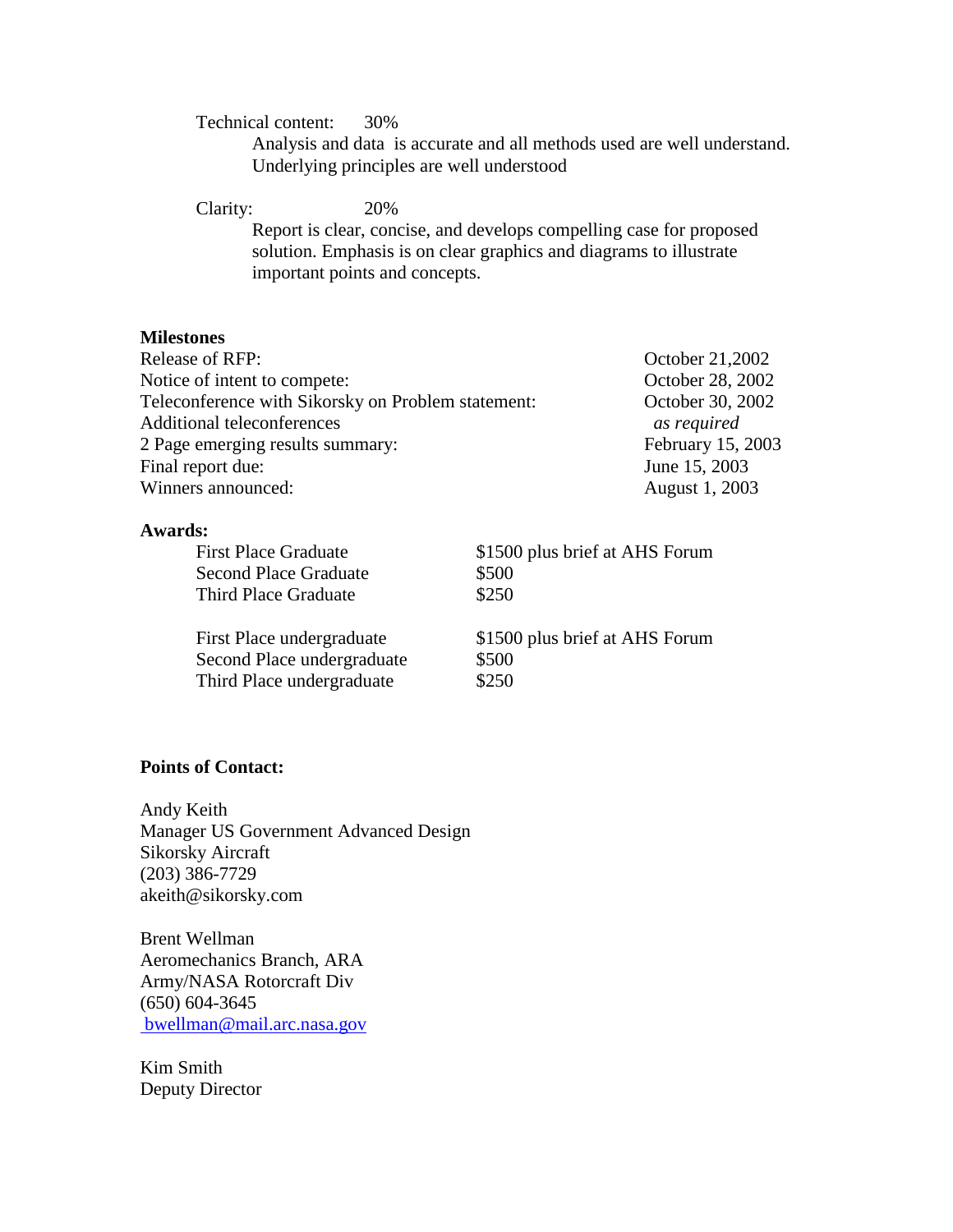Technical content: 30%

Analysis and data is accurate and all methods used are well understand. Underlying principles are well understood

Clarity: 20%

Report is clear, concise, and develops compelling case for proposed solution. Emphasis is on clear graphics and diagrams to illustrate important points and concepts.

**Milestones**

| | |
|---|---|
| Release of RFP: | October 21,2002 |
| Notice of intent to compete: | October 28, 2002 |
| Teleconference with Sikorsky on Problem statement: | October 30, 2002 |
| Additional teleconferences | *as required* |
| 2 Page emerging results summary: | February 15, 2003 |
| Final report due: | June 15, 2003 |
| Winners announced: | August 1, 2003 |

**Awards:**

| | |
|---|---|
| First Place Graduate | $1500 plus brief at AHS Forum |
| Second Place Graduate | $500 |
| Third Place Graduate | $250 |
| First Place undergraduate | $1500 plus brief at AHS Forum |
| Second Place undergraduate | $500 |
| Third Place undergraduate | $250 |

**Points of Contact:**

Andy Keith
Manager US Government Advanced Design
Sikorsky Aircraft
(203) 386-7729
akeith@sikorsky.com

Brent Wellman
Aeromechanics Branch, ARA
Army/NASA Rotorcraft Div
(650) 604-3645
bwellman@mail.arc.nasa.gov

Kim Smith
Deputy Director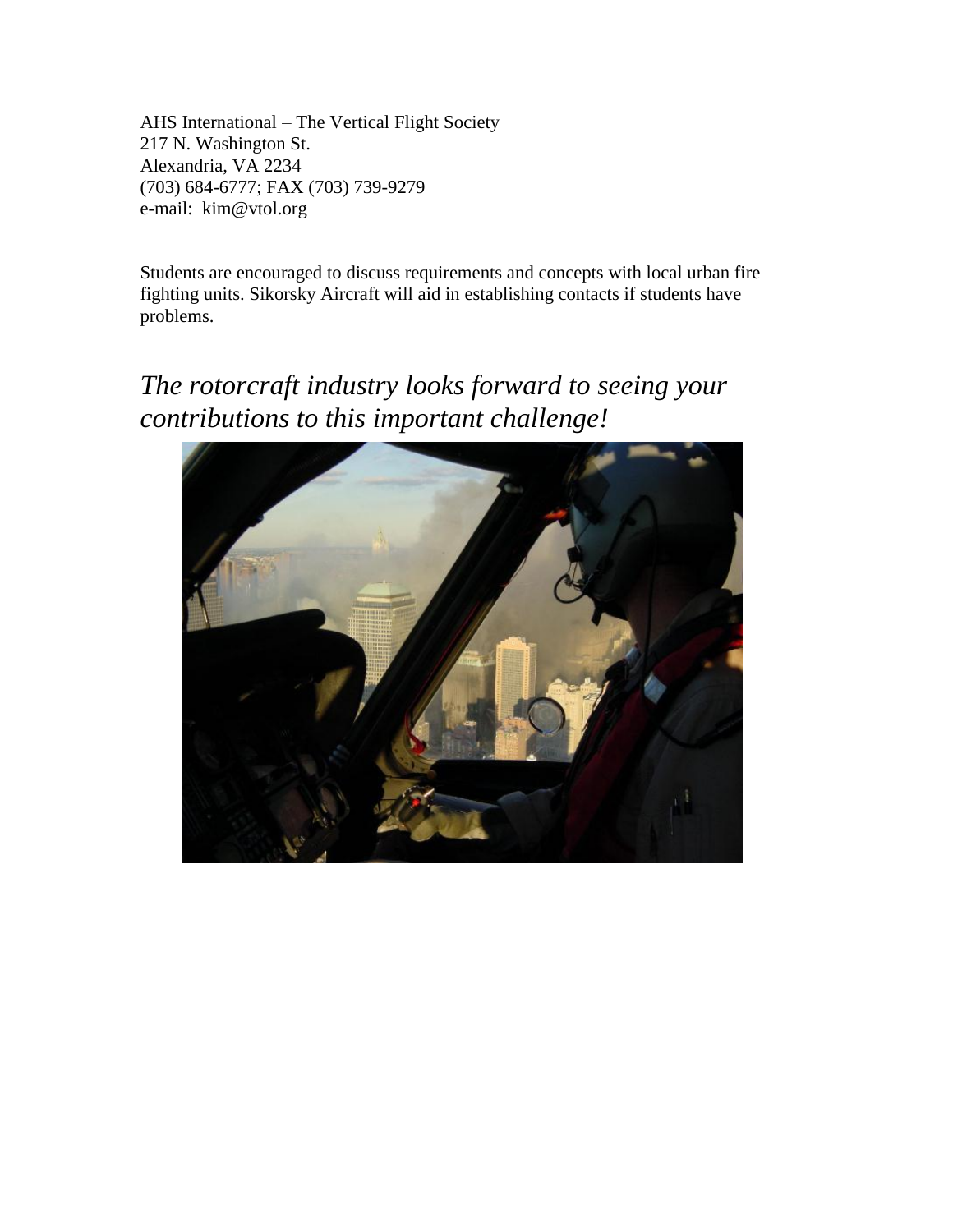AHS International – The Vertical Flight Society
217 N. Washington St.
Alexandria, VA 2234
(703) 684-6777; FAX (703) 739-9279
e-mail: kim@vtol.org

Students are encouraged to discuss requirements and concepts with local urban fire fighting units. Sikorsky Aircraft will aid in establishing contacts if students have problems.

*The rotorcraft industry looks forward to seeing your contributions to this important challenge!*